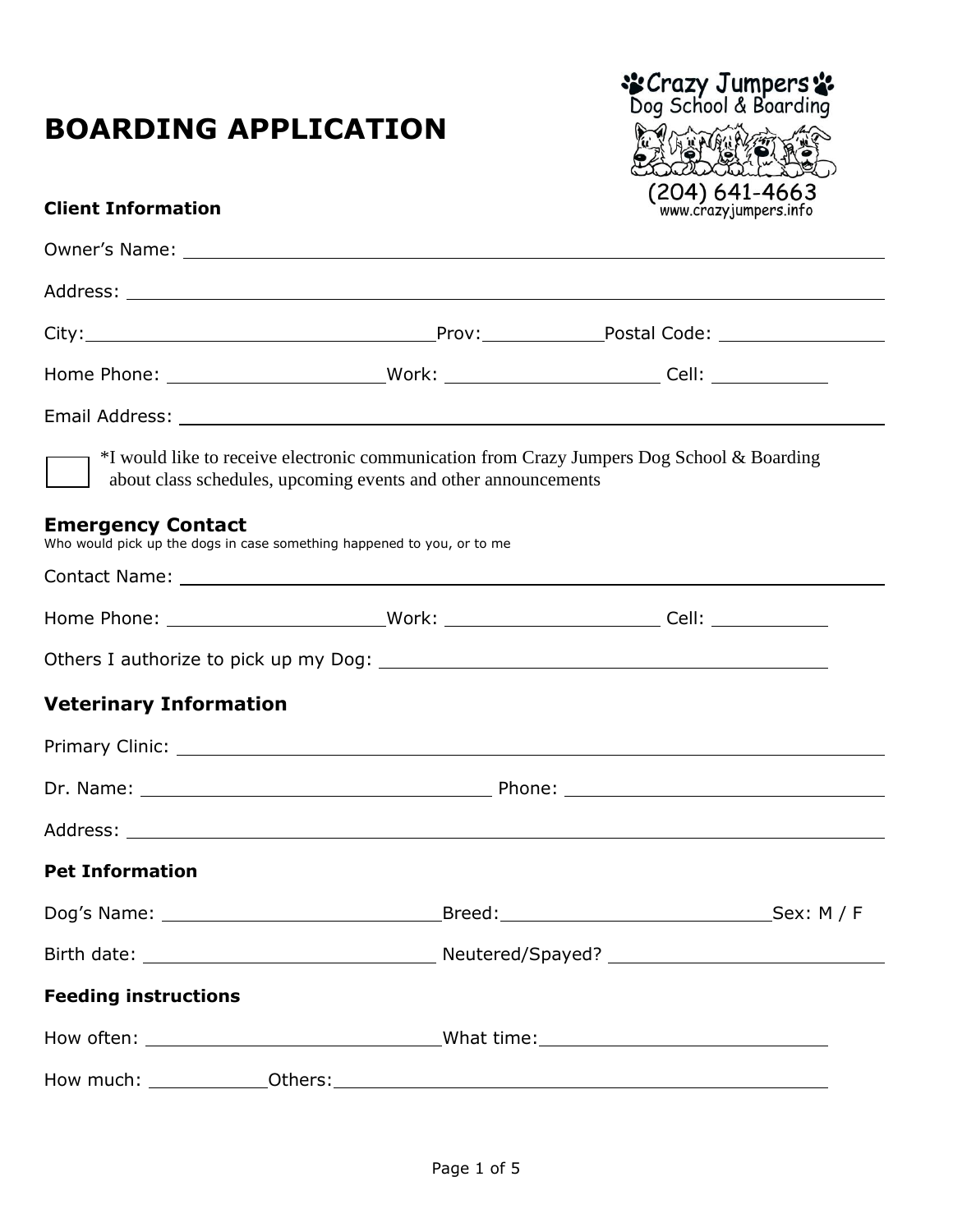# BOARDING APPLICATION

Crazy Jumpers Dog School & Boarding
(204) 641-4663
www.crazyjumpers.info

### Client Information

Owner's Name: ______________________________

Address: ______________________________

City: ______________ Prov: __________ Postal Code: __________

Home Phone: ______________ Work: ______________ Cell: __________

Email Address: ______________________________

☐ *I would like to receive electronic communication from Crazy Jumpers Dog School & Boarding about class schedules, upcoming events and other announcements

## Emergency Contact

Who would pick up the dogs in case something happened to you, or to me

Contact Name: ______________________________

Home Phone: ______________ Work: ______________ Cell: __________

Others I authorize to pick up my Dog: ______________________________

## Veterinary Information

Primary Clinic: ______________________________

Dr. Name: ______________ Phone: ______________

Address: ______________________________

### Pet Information

Dog's Name: ______________ Breed: ______________ Sex: M / F

Birth date: ______________ Neutered/Spayed? ______________

### Feeding instructions

How often: ______________ What time: ______________

How much: __________ Others: ______________________________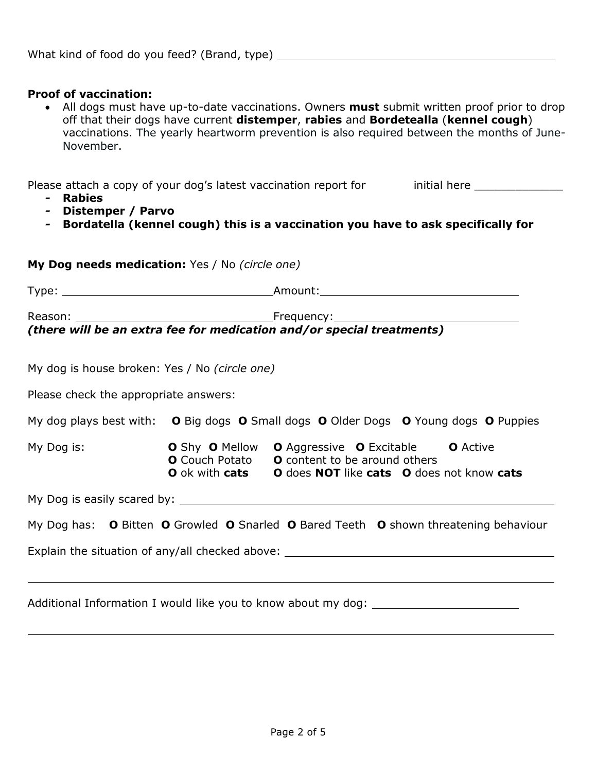What kind of food do you feed? (Brand, type) ____________________________________________

**Proof of vaccination:**

- All dogs must have up-to-date vaccinations. Owners **must** submit written proof prior to drop off that their dogs have current **distemper**, **rabies** and **Bordetealla** (**kennel cough**) vaccinations. The yearly heartworm prevention is also required between the months of June-November.

Please attach a copy of your dog's latest vaccination report for initial here _____________

- **Rabies**
- **Distemper / Parvo**
- **Bordatella (kennel cough) this is a vaccination you have to ask specifically for**

**My Dog needs medication:** Yes / No *(circle one)*

Type: ________________________________ Amount: ________________________________

Reason: ______________________________ Frequency: ____________________________

***(there will be an extra fee for medication and/or special treatments)***

My dog is house broken: Yes / No *(circle one)*

Please check the appropriate answers:

My dog plays best with: **O** Big dogs **O** Small dogs **O** Older Dogs **O** Young dogs **O** Puppies

My Dog is: **O** Shy **O** Mellow **O** Aggressive **O** Excitable **O** Active
**O** Couch Potato **O** content to be around others
**O** ok with **cats** **O** does **NOT** like **cats** **O** does not know **cats**

My Dog is easily scared by: ____________________________________________________________

My Dog has: **O** Bitten **O** Growled **O** Snarled **O** Bared Teeth **O** shown threatening behaviour

Explain the situation of any/all checked above: __________________________________________

______________________________________________________________________________

Additional Information I would like you to know about my dog: ________________________

______________________________________________________________________________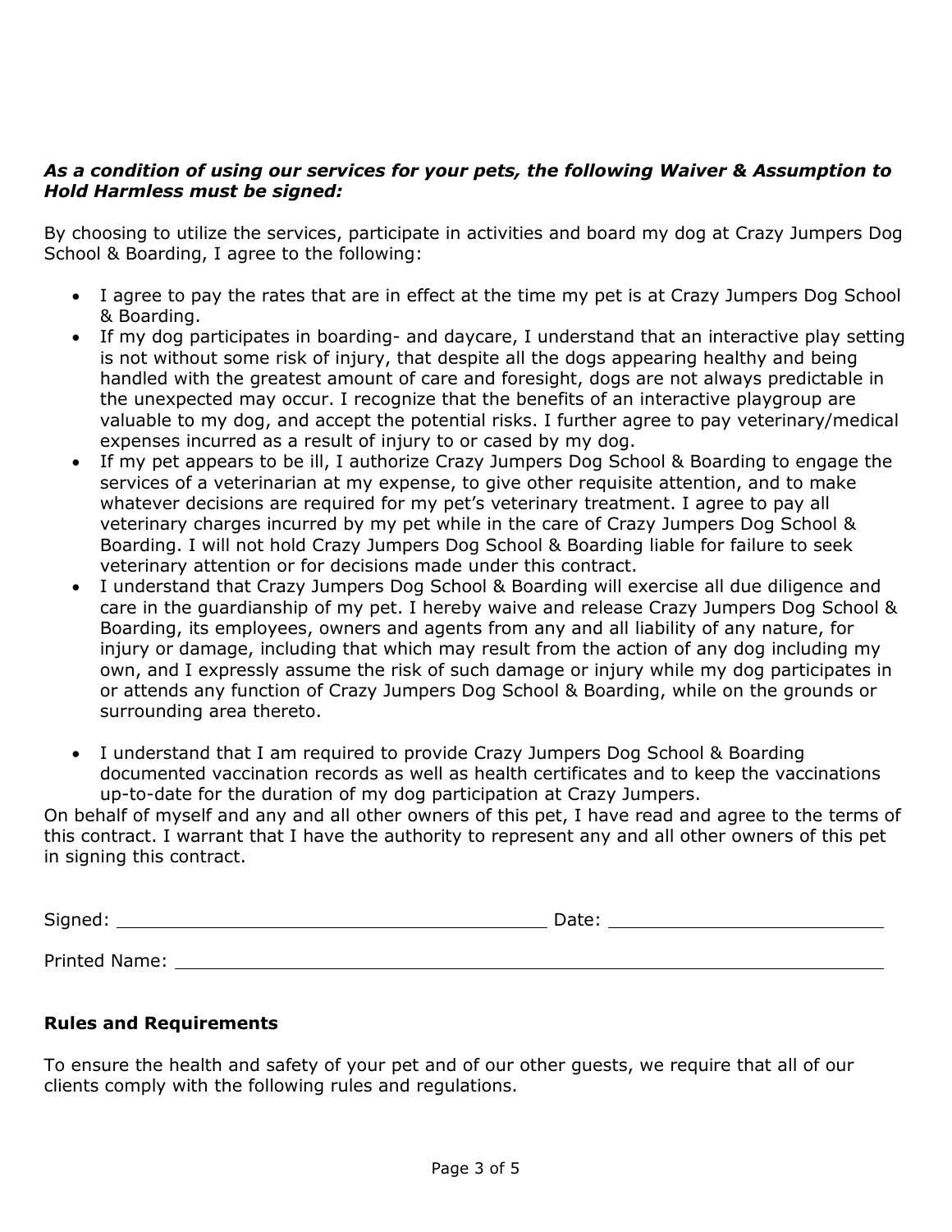***As a condition of using our services for your pets, the following Waiver & Assumption to Hold Harmless must be signed:***

By choosing to utilize the services, participate in activities and board my dog at Crazy Jumpers Dog School & Boarding, I agree to the following:

- I agree to pay the rates that are in effect at the time my pet is at Crazy Jumpers Dog School & Boarding.
- If my dog participates in boarding- and daycare, I understand that an interactive play setting is not without some risk of injury, that despite all the dogs appearing healthy and being handled with the greatest amount of care and foresight, dogs are not always predictable in the unexpected may occur. I recognize that the benefits of an interactive playgroup are valuable to my dog, and accept the potential risks. I further agree to pay veterinary/medical expenses incurred as a result of injury to or cased by my dog.
- If my pet appears to be ill, I authorize Crazy Jumpers Dog School & Boarding to engage the services of a veterinarian at my expense, to give other requisite attention, and to make whatever decisions are required for my pet's veterinary treatment. I agree to pay all veterinary charges incurred by my pet while in the care of Crazy Jumpers Dog School & Boarding. I will not hold Crazy Jumpers Dog School & Boarding liable for failure to seek veterinary attention or for decisions made under this contract.
- I understand that Crazy Jumpers Dog School & Boarding will exercise all due diligence and care in the guardianship of my pet. I hereby waive and release Crazy Jumpers Dog School & Boarding, its employees, owners and agents from any and all liability of any nature, for injury or damage, including that which may result from the action of any dog including my own, and I expressly assume the risk of such damage or injury while my dog participates in or attends any function of Crazy Jumpers Dog School & Boarding, while on the grounds or surrounding area thereto.

- I understand that I am required to provide Crazy Jumpers Dog School & Boarding documented vaccination records as well as health certificates and to keep the vaccinations up-to-date for the duration of my dog participation at Crazy Jumpers.

On behalf of myself and any and all other owners of this pet, I have read and agree to the terms of this contract. I warrant that I have the authority to represent any and all other owners of this pet in signing this contract.

Signed: ________________________________________ Date: __________________________

Printed Name: ____________________________________________________________________

**Rules and Requirements**

To ensure the health and safety of your pet and of our other guests, we require that all of our clients comply with the following rules and regulations.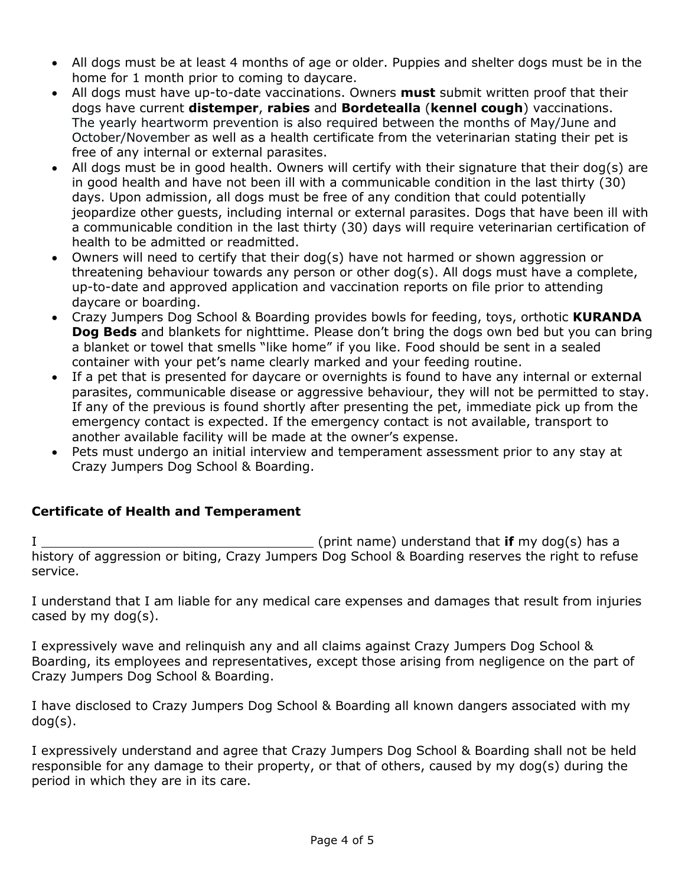- All dogs must be at least 4 months of age or older. Puppies and shelter dogs must be in the home for 1 month prior to coming to daycare.
- All dogs must have up-to-date vaccinations. Owners **must** submit written proof that their dogs have current **distemper**, **rabies** and **Bordetealla** (**kennel cough**) vaccinations. The yearly heartworm prevention is also required between the months of May/June and October/November as well as a health certificate from the veterinarian stating their pet is free of any internal or external parasites.
- All dogs must be in good health. Owners will certify with their signature that their dog(s) are in good health and have not been ill with a communicable condition in the last thirty (30) days. Upon admission, all dogs must be free of any condition that could potentially jeopardize other guests, including internal or external parasites. Dogs that have been ill with a communicable condition in the last thirty (30) days will require veterinarian certification of health to be admitted or readmitted.
- Owners will need to certify that their dog(s) have not harmed or shown aggression or threatening behaviour towards any person or other dog(s). All dogs must have a complete, up-to-date and approved application and vaccination reports on file prior to attending daycare or boarding.
- Crazy Jumpers Dog School & Boarding provides bowls for feeding, toys, orthotic **KURANDA Dog Beds** and blankets for nighttime. Please don't bring the dogs own bed but you can bring a blanket or towel that smells "like home" if you like. Food should be sent in a sealed container with your pet's name clearly marked and your feeding routine.
- If a pet that is presented for daycare or overnights is found to have any internal or external parasites, communicable disease or aggressive behaviour, they will not be permitted to stay. If any of the previous is found shortly after presenting the pet, immediate pick up from the emergency contact is expected. If the emergency contact is not available, transport to another available facility will be made at the owner's expense.
- Pets must undergo an initial interview and temperament assessment prior to any stay at Crazy Jumpers Dog School & Boarding.

**Certificate of Health and Temperament**

I ___________________________________ (print name) understand that **if** my dog(s) has a history of aggression or biting, Crazy Jumpers Dog School & Boarding reserves the right to refuse service.

I understand that I am liable for any medical care expenses and damages that result from injuries cased by my dog(s).

I expressively wave and relinquish any and all claims against Crazy Jumpers Dog School & Boarding, its employees and representatives, except those arising from negligence on the part of Crazy Jumpers Dog School & Boarding.

I have disclosed to Crazy Jumpers Dog School & Boarding all known dangers associated with my dog(s).

I expressively understand and agree that Crazy Jumpers Dog School & Boarding shall not be held responsible for any damage to their property, or that of others, caused by my dog(s) during the period in which they are in its care.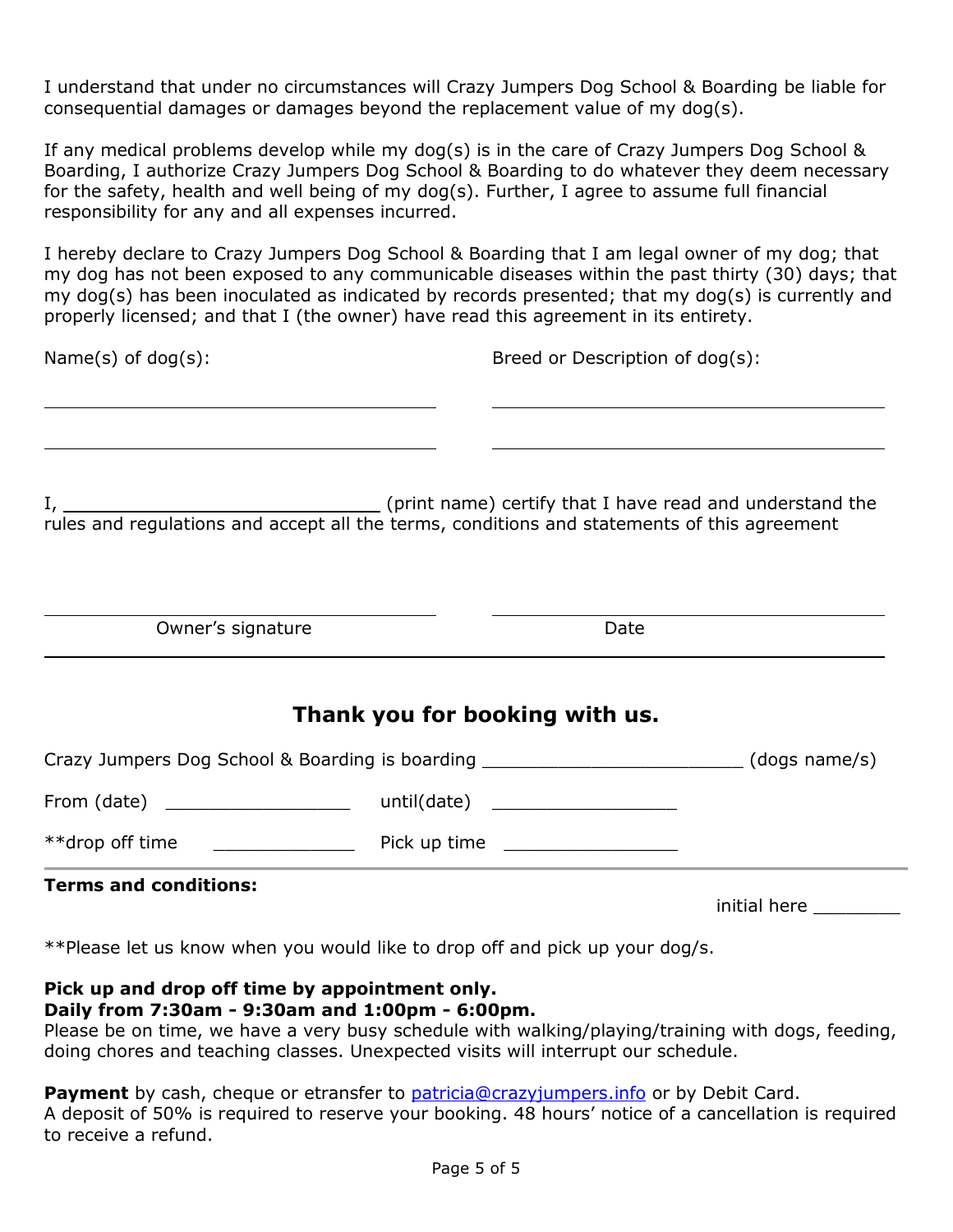I understand that under no circumstances will Crazy Jumpers Dog School & Boarding be liable for consequential damages or damages beyond the replacement value of my dog(s).

If any medical problems develop while my dog(s) is in the care of Crazy Jumpers Dog School & Boarding, I authorize Crazy Jumpers Dog School & Boarding to do whatever they deem necessary for the safety, health and well being of my dog(s). Further, I agree to assume full financial responsibility for any and all expenses incurred.

I hereby declare to Crazy Jumpers Dog School & Boarding that I am legal owner of my dog; that my dog has not been exposed to any communicable diseases within the past thirty (30) days; that my dog(s) has been inoculated as indicated by records presented; that my dog(s) is currently and properly licensed; and that I (the owner) have read this agreement in its entirety.

Name(s) of dog(s): ______________________ Breed or Description of dog(s): ______________________

______________________ ______________________

I, ______________________ (print name) certify that I have read and understand the rules and regulations and accept all the terms, conditions and statements of this agreement

______________________ ______________________

Owner's signature Date

## Thank you for booking with us.

Crazy Jumpers Dog School & Boarding is boarding ________________________ (dogs name/s)

From (date) _________________ until(date) _________________

**drop off time _____________ Pick up time ________________

**Terms and conditions:**

initial here ________

**Please let us know when you would like to drop off and pick up your dog/s.

**Pick up and drop off time by appointment only.**
**Daily from 7:30am - 9:30am and 1:00pm - 6:00pm.**
Please be on time, we have a very busy schedule with walking/playing/training with dogs, feeding, doing chores and teaching classes. Unexpected visits will interrupt our schedule.

**Payment** by cash, cheque or etransfer to patricia@crazyjumpers.info or by Debit Card.
A deposit of 50% is required to reserve your booking. 48 hours' notice of a cancellation is required to receive a refund.